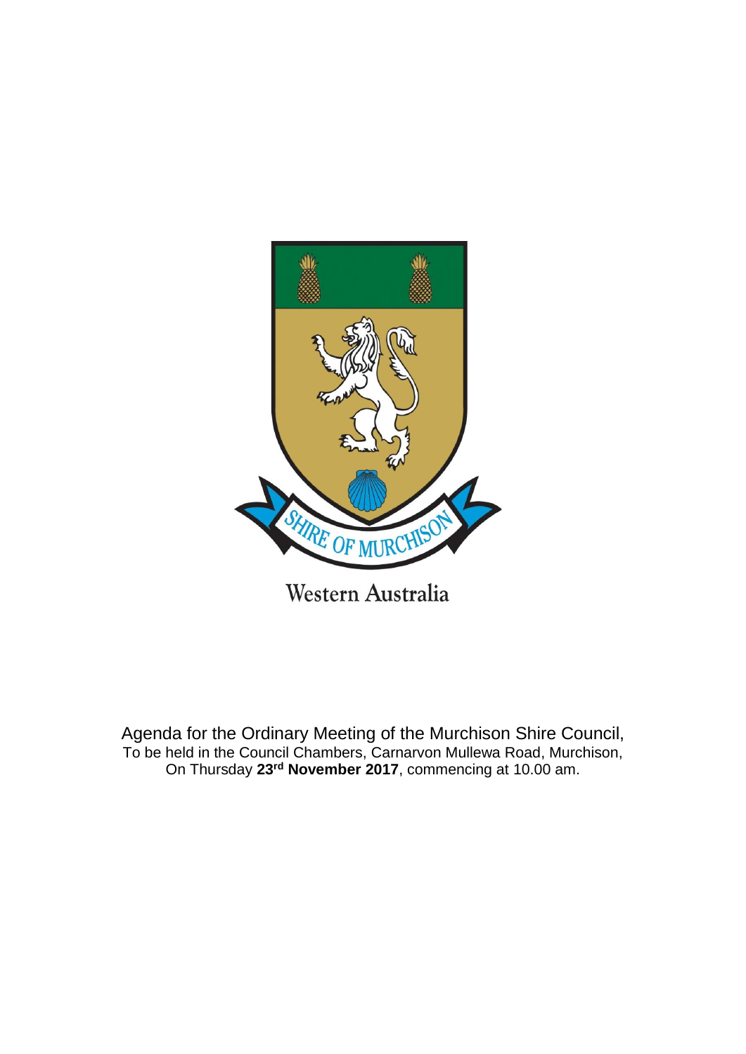Western Australia

Agenda for the Ordinary Meeting of the Murchison Shire Council,
To be held in the Council Chambers, Carnarvon Mullewa Road, Murchison,
On Thursday **23rd November 2017**, commencing at 10.00 am.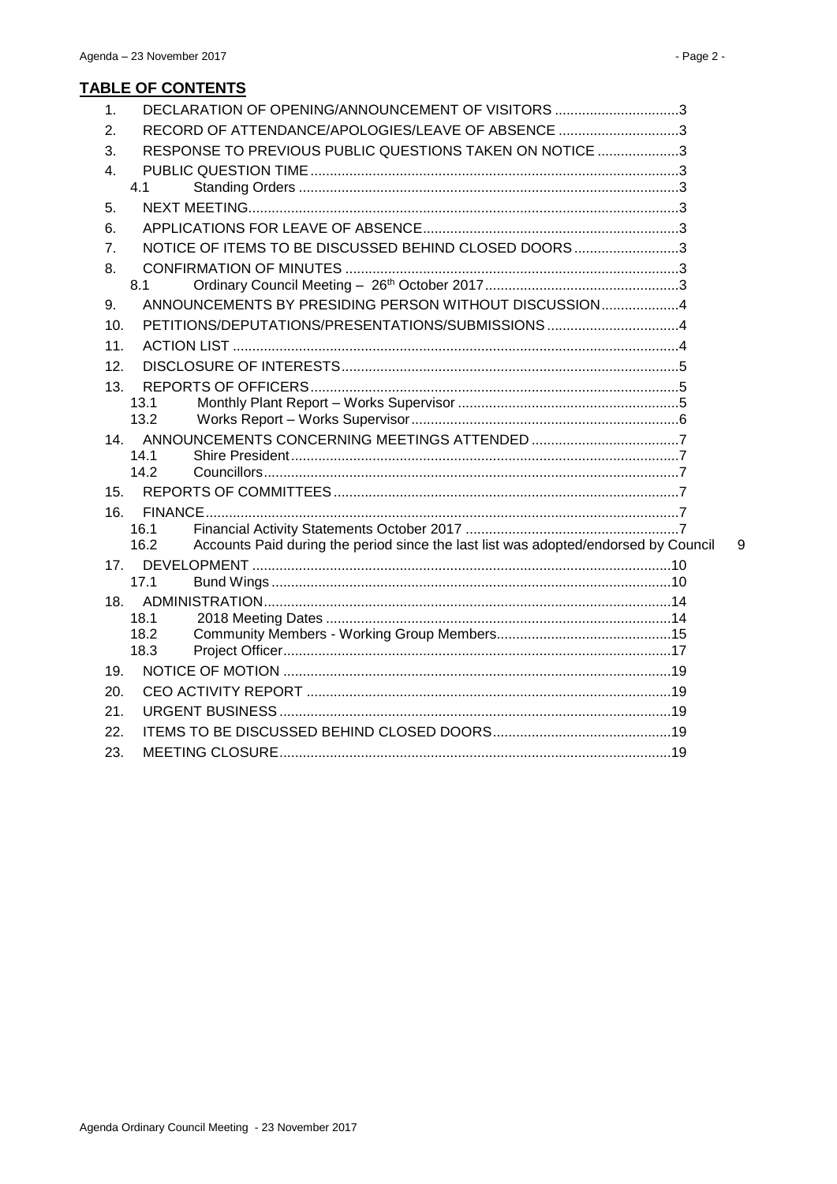## TABLE OF CONTENTS

1. DECLARATION OF OPENING/ANNOUNCEMENT OF VISITORS ................................3
2. RECORD OF ATTENDANCE/APOLOGIES/LEAVE OF ABSENCE ...............................3
3. RESPONSE TO PREVIOUS PUBLIC QUESTIONS TAKEN ON NOTICE .....................3
4. PUBLIC QUESTION TIME ..............................................................................3
   - 4.1 Standing Orders ..................................................................................3
5. NEXT MEETING..............................................................................................3
6. APPLICATIONS FOR LEAVE OF ABSENCE.................................................................3
7. NOTICE OF ITEMS TO BE DISCUSSED BEHIND CLOSED DOORS ...........................3
8. CONFIRMATION OF MINUTES .....................................................................3
   - 8.1 Ordinary Council Meeting – 26th October 2017 ..................................................3
9. ANNOUNCEMENTS BY PRESIDING PERSON WITHOUT DISCUSSION....................4
10. PETITIONS/DEPUTATIONS/PRESENTATIONS/SUBMISSIONS ..................................4
11. ACTION LIST ..................................................................................................4
12. DISCLOSURE OF INTERESTS......................................................................5
13. REPORTS OF OFFICERS..............................................................................5
    - 13.1 Monthly Plant Report – Works Supervisor ........................................................5
    - 13.2 Works Report – Works Supervisor ....................................................................6
14. ANNOUNCEMENTS CONCERNING MEETINGS ATTENDED ......................................7
    - 14.1 Shire President....................................................................................7
    - 14.2 Councillors..........................................................................................7
15. REPORTS OF COMMITTEES ........................................................................7
16. FINANCE..........................................................................................................7
    - 16.1 Financial Activity Statements October 2017 .......................................................7
    - 16.2 Accounts Paid during the period since the last list was adopted/endorsed by Council 9
17. DEVELOPMENT ............................................................................................10
    - 17.1 Bund Wings ......................................................................................10
18. ADMINISTRATION........................................................................................14
    - 18.1 2018 Meeting Dates ........................................................................14
    - 18.2 Community Members - Working Group Members.............................................15
    - 18.3 Project Officer...................................................................................17
19. NOTICE OF MOTION ...................................................................................19
20. CEO ACTIVITY REPORT .............................................................................19
21. URGENT BUSINESS ....................................................................................19
22. ITEMS TO BE DISCUSSED BEHIND CLOSED DOORS..............................................19
23. MEETING CLOSURE....................................................................................19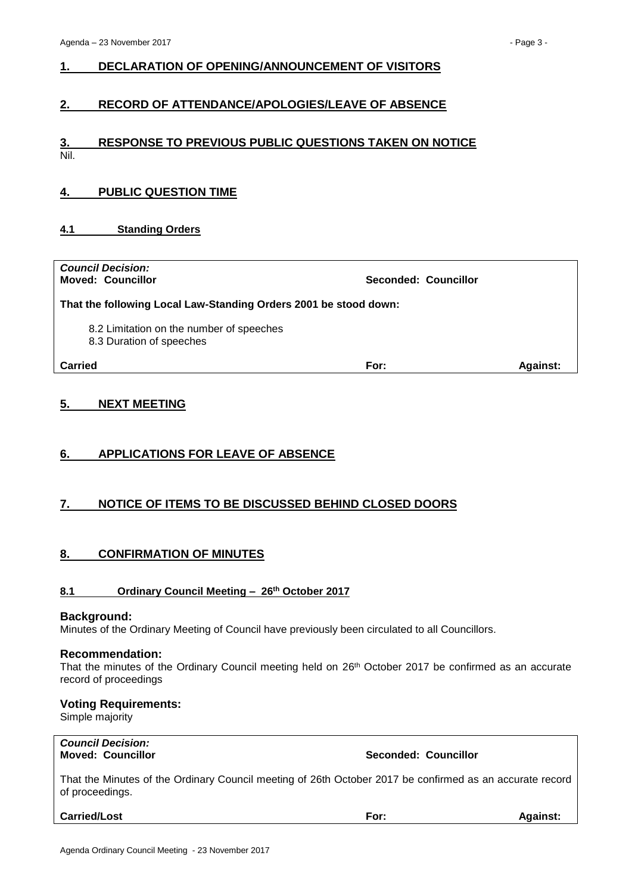## 1. DECLARATION OF OPENING/ANNOUNCEMENT OF VISITORS

## 2. RECORD OF ATTENDANCE/APOLOGIES/LEAVE OF ABSENCE

## 3. RESPONSE TO PREVIOUS PUBLIC QUESTIONS TAKEN ON NOTICE

Nil.

## 4. PUBLIC QUESTION TIME

### 4.1 Standing Orders

*Council Decision:*
**Moved: Councillor** **Seconded: Councillor**

**That the following Local Law-Standing Orders 2001 be stood down:**

8.2 Limitation on the number of speeches
8.3 Duration of speeches

**Carried** **For:** **Against:**

## 5. NEXT MEETING

## 6. APPLICATIONS FOR LEAVE OF ABSENCE

## 7. NOTICE OF ITEMS TO BE DISCUSSED BEHIND CLOSED DOORS

## 8. CONFIRMATION OF MINUTES

### 8.1 Ordinary Council Meeting – 26th October 2017

**Background:**
Minutes of the Ordinary Meeting of Council have previously been circulated to all Councillors.

**Recommendation:**
That the minutes of the Ordinary Council meeting held on 26th October 2017 be confirmed as an accurate record of proceedings

**Voting Requirements:**
Simple majority

*Council Decision:*
**Moved: Councillor** **Seconded: Councillor**

That the Minutes of the Ordinary Council meeting of 26th October 2017 be confirmed as an accurate record of proceedings.

**Carried/Lost** **For:** **Against:**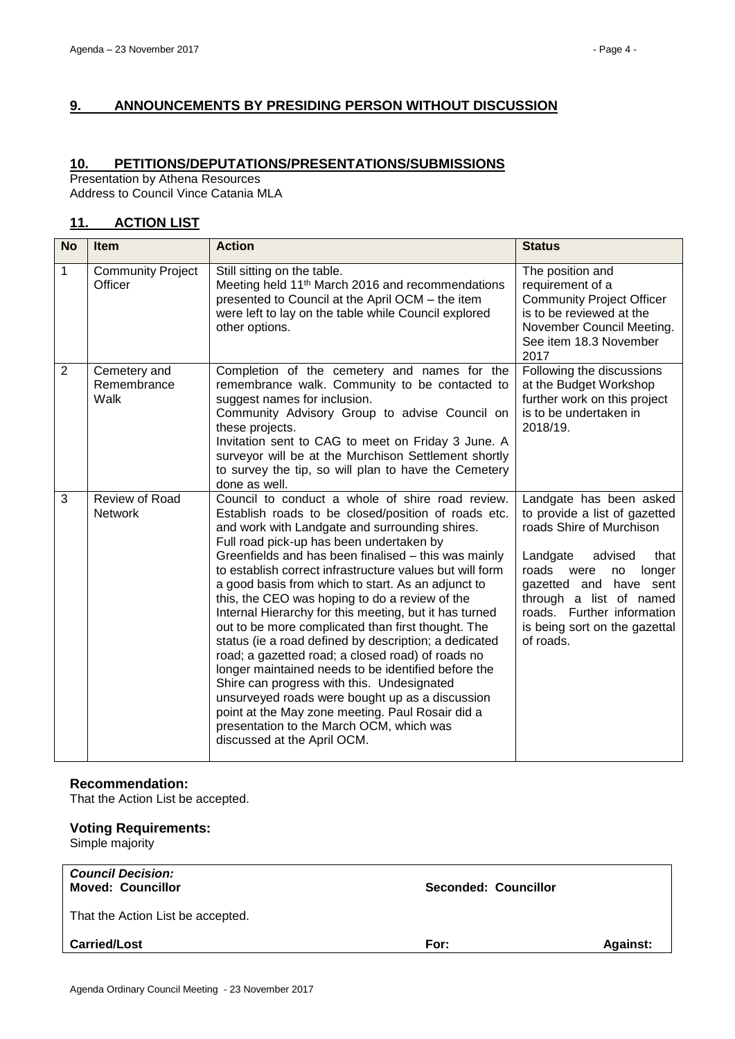## 9. ANNOUNCEMENTS BY PRESIDING PERSON WITHOUT DISCUSSION

## 10. PETITIONS/DEPUTATIONS/PRESENTATIONS/SUBMISSIONS

Presentation by Athena Resources
Address to Council Vince Catania MLA

## 11. ACTION LIST

| No | Item | Action | Status |
|---|---|---|---|
| 1 | Community Project Officer | Still sitting on the table.<br>Meeting held 11th March 2016 and recommendations presented to Council at the April OCM – the item were left to lay on the table while Council explored other options. | The position and requirement of a Community Project Officer is to be reviewed at the November Council Meeting. See item 18.3 November 2017 |
| 2 | Cemetery and Remembrance Walk | Completion of the cemetery and names for the remembrance walk. Community to be contacted to suggest names for inclusion.<br>Community Advisory Group to advise Council on these projects.<br>Invitation sent to CAG to meet on Friday 3 June. A surveyor will be at the Murchison Settlement shortly to survey the tip, so will plan to have the Cemetery done as well. | Following the discussions at the Budget Workshop further work on this project is to be undertaken in 2018/19. |
| 3 | Review of Road Network | Council to conduct a whole of shire road review. Establish roads to be closed/position of roads etc. and work with Landgate and surrounding shires.<br>Full road pick-up has been undertaken by Greenfields and has been finalised – this was mainly to establish correct infrastructure values but will form a good basis from which to start. As an adjunct to this, the CEO was hoping to do a review of the Internal Hierarchy for this meeting, but it has turned out to be more complicated than first thought. The status (ie a road defined by description; a dedicated road; a gazetted road; a closed road) of roads no longer maintained needs to be identified before the Shire can progress with this. Undesignated unsurveyed roads were bought up as a discussion point at the May zone meeting. Paul Rosair did a presentation to the March OCM, which was discussed at the April OCM. | Landgate has been asked to provide a list of gazetted roads Shire of Murchison<br><br>Landgate advised that roads were no longer gazetted and have sent through a list of named roads. Further information is being sort on the gazettal of roads. |

### Recommendation:

That the Action List be accepted.

### Voting Requirements:

Simple majority

| *Council Decision:*<br>**Moved: Councillor** | **Seconded: Councillor** | |
|---|---|---|
| That the Action List be accepted. | | |
| **Carried/Lost** | **For:** | **Against:** |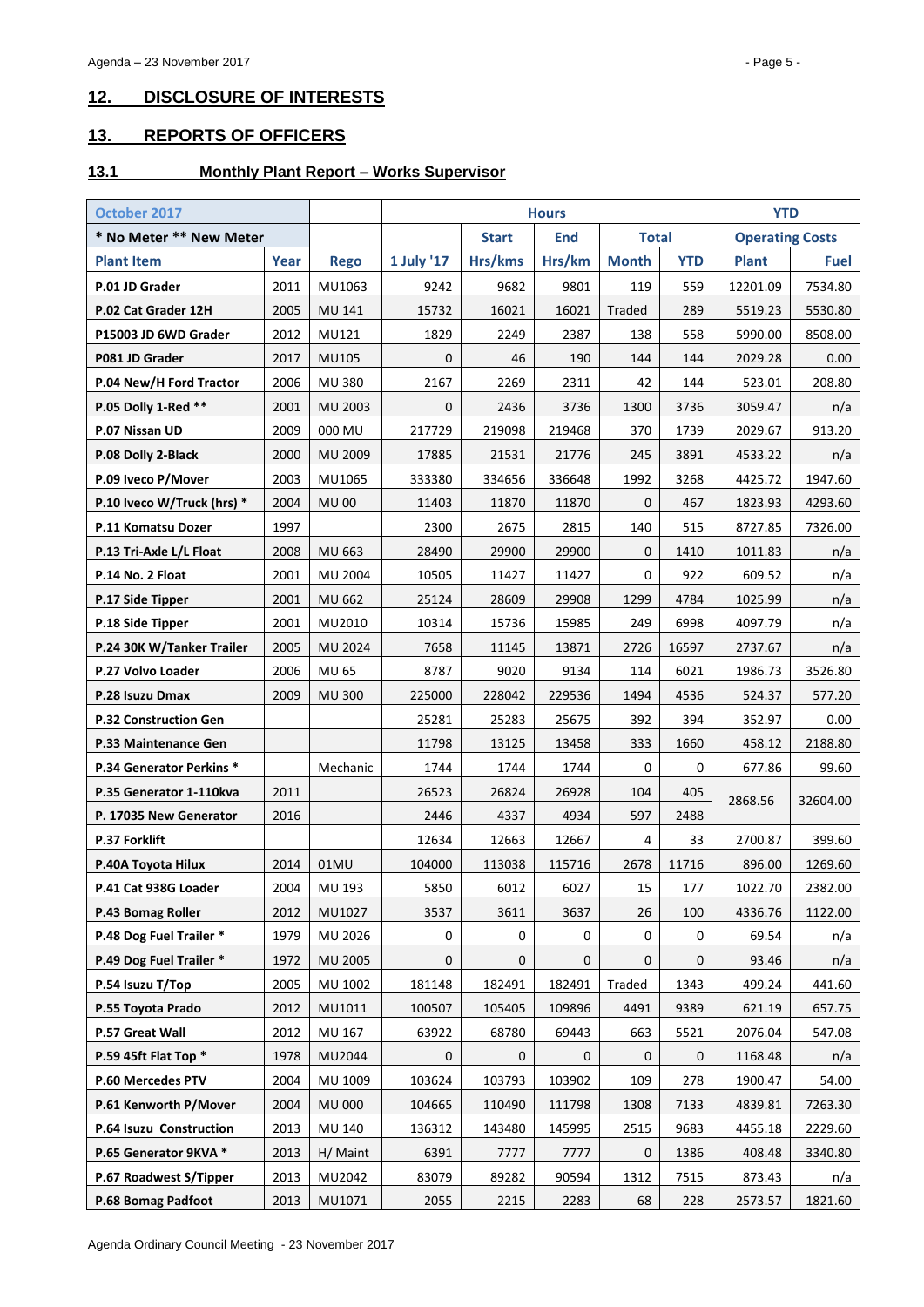## 12. DISCLOSURE OF INTERESTS

## 13. REPORTS OF OFFICERS

### 13.1 Monthly Plant Report – Works Supervisor

| October 2017 | | | Hours | | | | | YTD | |
|---|---|---|---|---|---|---|---|---|---|
| * No Meter ** New Meter | | | | Start | End | Total | | Operating Costs | |
| Plant Item | Year | Rego | 1 July '17 | Hrs/kms | Hrs/km | Month | YTD | Plant | Fuel |
| P.01 JD Grader | 2011 | MU1063 | 9242 | 9682 | 9801 | 119 | 559 | 12201.09 | 7534.80 |
| P.02 Cat Grader 12H | 2005 | MU 141 | 15732 | 16021 | 16021 | Traded | 289 | 5519.23 | 5530.80 |
| P15003 JD 6WD Grader | 2012 | MU121 | 1829 | 2249 | 2387 | 138 | 558 | 5990.00 | 8508.00 |
| P081 JD Grader | 2017 | MU105 | 0 | 46 | 190 | 144 | 144 | 2029.28 | 0.00 |
| P.04 New/H Ford Tractor | 2006 | MU 380 | 2167 | 2269 | 2311 | 42 | 144 | 523.01 | 208.80 |
| P.05 Dolly 1-Red ** | 2001 | MU 2003 | 0 | 2436 | 3736 | 1300 | 3736 | 3059.47 | n/a |
| P.07 Nissan UD | 2009 | 000 MU | 217729 | 219098 | 219468 | 370 | 1739 | 2029.67 | 913.20 |
| P.08 Dolly 2-Black | 2000 | MU 2009 | 17885 | 21531 | 21776 | 245 | 3891 | 4533.22 | n/a |
| P.09 Iveco P/Mover | 2003 | MU1065 | 333380 | 334656 | 336648 | 1992 | 3268 | 4425.72 | 1947.60 |
| P.10 Iveco W/Truck (hrs) * | 2004 | MU 00 | 11403 | 11870 | 11870 | 0 | 467 | 1823.93 | 4293.60 |
| P.11 Komatsu Dozer | 1997 | | 2300 | 2675 | 2815 | 140 | 515 | 8727.85 | 7326.00 |
| P.13 Tri-Axle L/L Float | 2008 | MU 663 | 28490 | 29900 | 29900 | 0 | 1410 | 1011.83 | n/a |
| P.14 No. 2 Float | 2001 | MU 2004 | 10505 | 11427 | 11427 | 0 | 922 | 609.52 | n/a |
| P.17 Side Tipper | 2001 | MU 662 | 25124 | 28609 | 29908 | 1299 | 4784 | 1025.99 | n/a |
| P.18 Side Tipper | 2001 | MU2010 | 10314 | 15736 | 15985 | 249 | 6998 | 4097.79 | n/a |
| P.24 30K W/Tanker Trailer | 2005 | MU 2024 | 7658 | 11145 | 13871 | 2726 | 16597 | 2737.67 | n/a |
| P.27 Volvo Loader | 2006 | MU 65 | 8787 | 9020 | 9134 | 114 | 6021 | 1986.73 | 3526.80 |
| P.28 Isuzu Dmax | 2009 | MU 300 | 225000 | 228042 | 229536 | 1494 | 4536 | 524.37 | 577.20 |
| P.32 Construction Gen | | | 25281 | 25283 | 25675 | 392 | 394 | 352.97 | 0.00 |
| P.33 Maintenance Gen | | | 11798 | 13125 | 13458 | 333 | 1660 | 458.12 | 2188.80 |
| P.34 Generator Perkins * | | Mechanic | 1744 | 1744 | 1744 | 0 | 0 | 677.86 | 99.60 |
| P.35 Generator 1-110kva | 2011 | | 26523 | 26824 | 26928 | 104 | 405 | 2868.56 | 32604.00 |
| P. 17035 New Generator | 2016 | | 2446 | 4337 | 4934 | 597 | 2488 | | |
| P.37 Forklift | | | 12634 | 12663 | 12667 | 4 | 33 | 2700.87 | 399.60 |
| P.40A Toyota Hilux | 2014 | 01MU | 104000 | 113038 | 115716 | 2678 | 11716 | 896.00 | 1269.60 |
| P.41 Cat 938G Loader | 2004 | MU 193 | 5850 | 6012 | 6027 | 15 | 177 | 1022.70 | 2382.00 |
| P.43 Bomag Roller | 2012 | MU1027 | 3537 | 3611 | 3637 | 26 | 100 | 4336.76 | 1122.00 |
| P.48 Dog Fuel Trailer * | 1979 | MU 2026 | 0 | 0 | 0 | 0 | 0 | 69.54 | n/a |
| P.49 Dog Fuel Trailer * | 1972 | MU 2005 | 0 | 0 | 0 | 0 | 0 | 93.46 | n/a |
| P.54 Isuzu T/Top | 2005 | MU 1002 | 181148 | 182491 | 182491 | Traded | 1343 | 499.24 | 441.60 |
| P.55 Toyota Prado | 2012 | MU1011 | 100507 | 105405 | 109896 | 4491 | 9389 | 621.19 | 657.75 |
| P.57 Great Wall | 2012 | MU 167 | 63922 | 68780 | 69443 | 663 | 5521 | 2076.04 | 547.08 |
| P.59 45ft Flat Top * | 1978 | MU2044 | 0 | 0 | 0 | 0 | 0 | 1168.48 | n/a |
| P.60 Mercedes PTV | 2004 | MU 1009 | 103624 | 103793 | 103902 | 109 | 278 | 1900.47 | 54.00 |
| P.61 Kenworth P/Mover | 2004 | MU 000 | 104665 | 110490 | 111798 | 1308 | 7133 | 4839.81 | 7263.30 |
| P.64 Isuzu Construction | 2013 | MU 140 | 136312 | 143480 | 145995 | 2515 | 9683 | 4455.18 | 2229.60 |
| P.65 Generator 9KVA * | 2013 | H/ Maint | 6391 | 7777 | 7777 | 0 | 1386 | 408.48 | 3340.80 |
| P.67 Roadwest S/Tipper | 2013 | MU2042 | 83079 | 89282 | 90594 | 1312 | 7515 | 873.43 | n/a |
| P.68 Bomag Padfoot | 2013 | MU1071 | 2055 | 2215 | 2283 | 68 | 228 | 2573.57 | 1821.60 |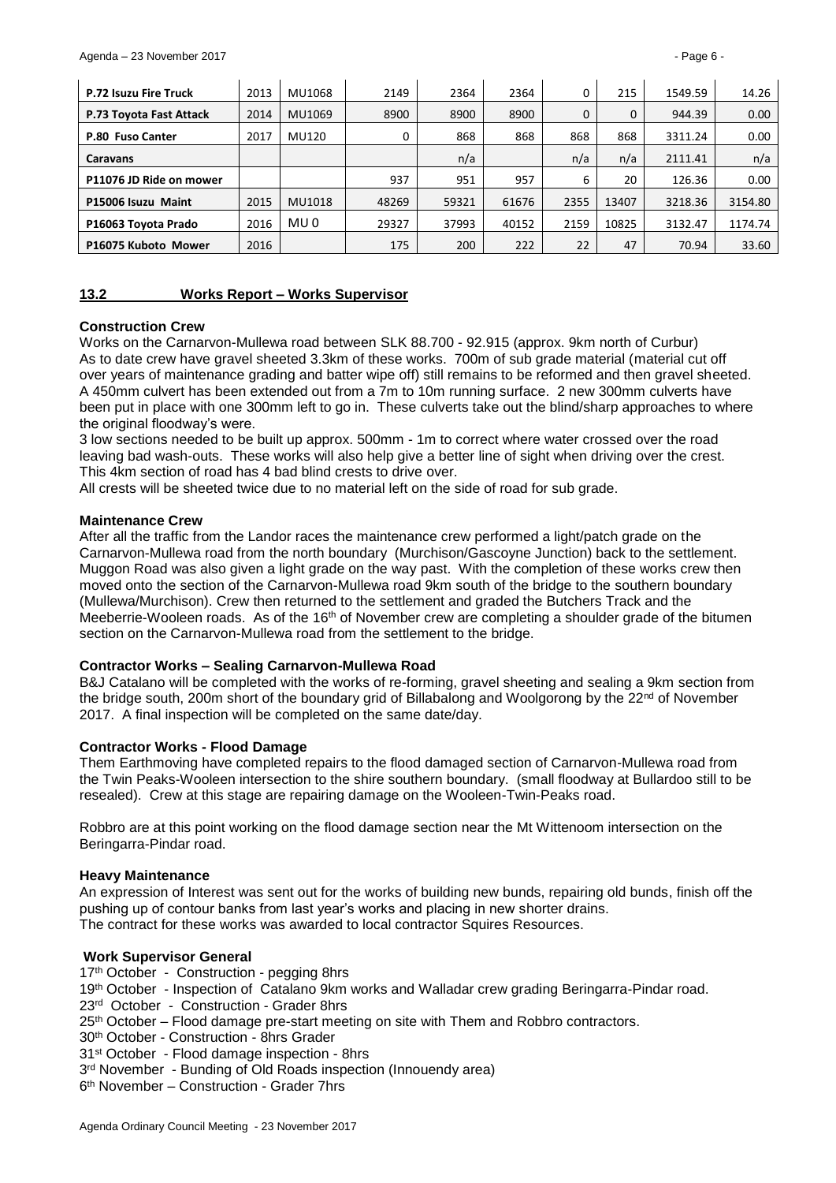| P.72 Isuzu Fire Truck | 2013 | MU1068 | 2149 | 2364 | 2364 | 0 | 215 | 1549.59 | 14.26 |
|---|---|---|---|---|---|---|---|---|---|
| P.73 Toyota Fast Attack | 2014 | MU1069 | 8900 | 8900 | 8900 | 0 | 0 | 944.39 | 0.00 |
| P.80 Fuso Canter | 2017 | MU120 | 0 | 868 | 868 | 868 | 868 | 3311.24 | 0.00 |
| Caravans | | | | n/a | | n/a | n/a | 2111.41 | n/a |
| P11076 JD Ride on mower | | | 937 | 951 | 957 | 6 | 20 | 126.36 | 0.00 |
| P15006 Isuzu Maint | 2015 | MU1018 | 48269 | 59321 | 61676 | 2355 | 13407 | 3218.36 | 3154.80 |
| P16063 Toyota Prado | 2016 | MU 0 | 29327 | 37993 | 40152 | 2159 | 10825 | 3132.47 | 1174.74 |
| P16075 Kuboto Mower | 2016 | | 175 | 200 | 222 | 22 | 47 | 70.94 | 33.60 |

## 13.2 Works Report – Works Supervisor

**Construction Crew**

Works on the Carnarvon-Mullewa road between SLK 88.700 - 92.915 (approx. 9km north of Curbur) As to date crew have gravel sheeted 3.3km of these works. 700m of sub grade material (material cut off over years of maintenance grading and batter wipe off) still remains to be reformed and then gravel sheeted. A 450mm culvert has been extended out from a 7m to 10m running surface. 2 new 300mm culverts have been put in place with one 300mm left to go in. These culverts take out the blind/sharp approaches to where the original floodway's were.

3 low sections needed to be built up approx. 500mm - 1m to correct where water crossed over the road leaving bad wash-outs. These works will also help give a better line of sight when driving over the crest. This 4km section of road has 4 bad blind crests to drive over.

All crests will be sheeted twice due to no material left on the side of road for sub grade.

**Maintenance Crew**

After all the traffic from the Landor races the maintenance crew performed a light/patch grade on the Carnarvon-Mullewa road from the north boundary (Murchison/Gascoyne Junction) back to the settlement. Muggon Road was also given a light grade on the way past. With the completion of these works crew then moved onto the section of the Carnarvon-Mullewa road 9km south of the bridge to the southern boundary (Mullewa/Murchison). Crew then returned to the settlement and graded the Butchers Track and the Meeberrie-Wooleen roads. As of the 16th of November crew are completing a shoulder grade of the bitumen section on the Carnarvon-Mullewa road from the settlement to the bridge.

**Contractor Works – Sealing Carnarvon-Mullewa Road**

B&J Catalano will be completed with the works of re-forming, gravel sheeting and sealing a 9km section from the bridge south, 200m short of the boundary grid of Billabalong and Woolgorong by the 22nd of November 2017. A final inspection will be completed on the same date/day.

**Contractor Works - Flood Damage**

Them Earthmoving have completed repairs to the flood damaged section of Carnarvon-Mullewa road from the Twin Peaks-Wooleen intersection to the shire southern boundary. (small floodway at Bullardoo still to be resealed). Crew at this stage are repairing damage on the Wooleen-Twin-Peaks road.

Robbro are at this point working on the flood damage section near the Mt Wittenoom intersection on the Beringarra-Pindar road.

**Heavy Maintenance**

An expression of Interest was sent out for the works of building new bunds, repairing old bunds, finish off the pushing up of contour banks from last year's works and placing in new shorter drains.
The contract for these works was awarded to local contractor Squires Resources.

**Work Supervisor General**

17th October - Construction - pegging 8hrs
19th October - Inspection of Catalano 9km works and Walladar crew grading Beringarra-Pindar road.
23rd October - Construction - Grader 8hrs
25th October – Flood damage pre-start meeting on site with Them and Robbro contractors.
30th October - Construction - 8hrs Grader
31st October - Flood damage inspection - 8hrs
3rd November - Bunding of Old Roads inspection (Innouendy area)
6th November – Construction - Grader 7hrs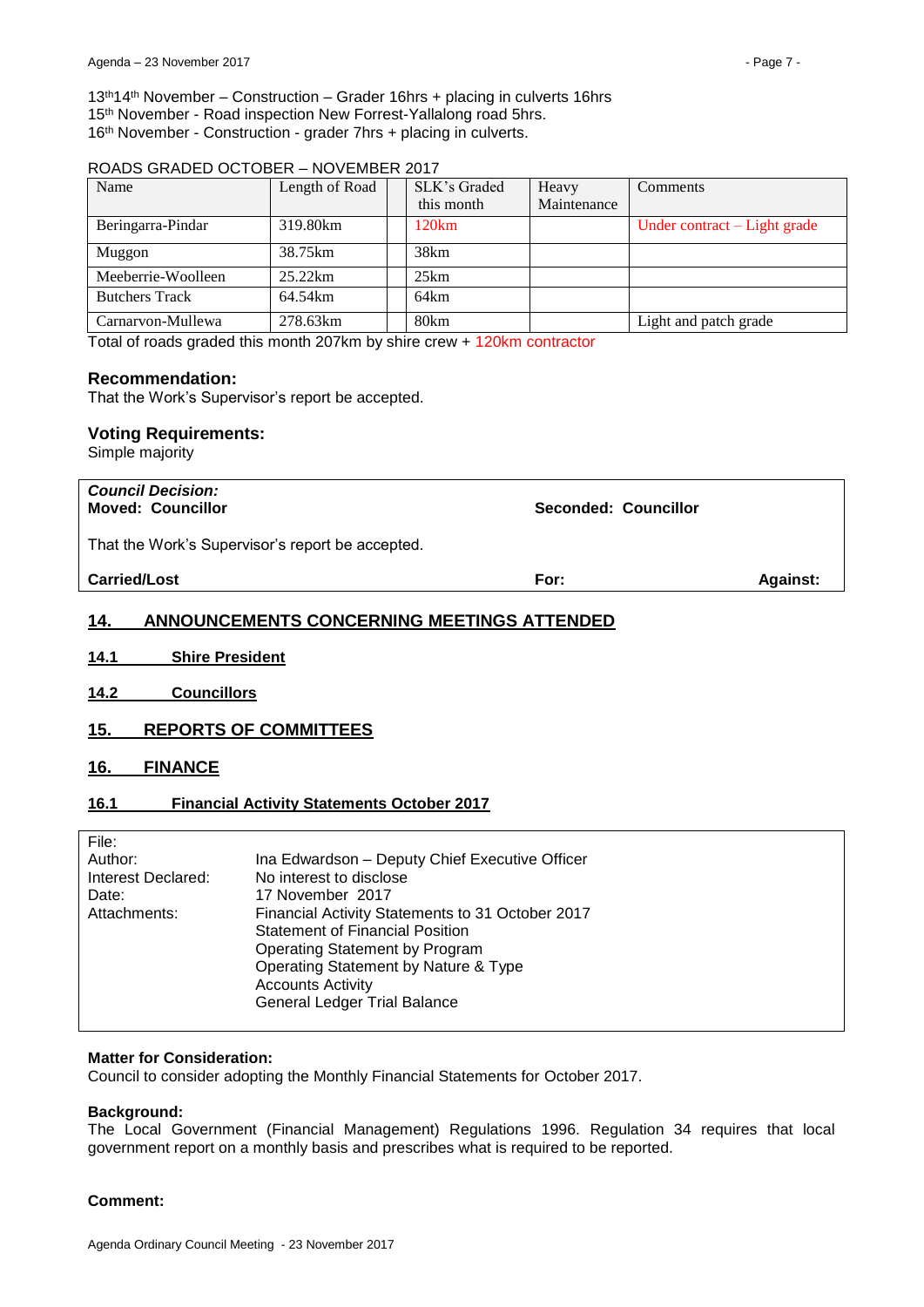13th14th November – Construction – Grader 16hrs + placing in culverts 16hrs
15th November - Road inspection New Forrest-Yallalong road 5hrs.
16th November - Construction - grader 7hrs + placing in culverts.

ROADS GRADED OCTOBER – NOVEMBER 2017

| Name | Length of Road | SLK's Graded this month | Heavy Maintenance | Comments |
|---|---|---|---|---|
| Beringarra-Pindar | 319.80km | 120km | | Under contract – Light grade |
| Muggon | 38.75km | 38km | | |
| Meeberrie-Woolleen | 25.22km | 25km | | |
| Butchers Track | 64.54km | 64km | | |
| Carnarvon-Mullewa | 278.63km | 80km | | Light and patch grade |

Total of roads graded this month 207km by shire crew + 120km contractor

### Recommendation:

That the Work's Supervisor's report be accepted.

### Voting Requirements:

Simple majority

| ***Council Decision:*** **Moved: Councillor** | **Seconded: Councillor** | |
|---|---|---|
| That the Work's Supervisor's report be accepted. | | |
| **Carried/Lost** | **For:** | **Against:** |

## 14. ANNOUNCEMENTS CONCERNING MEETINGS ATTENDED

### 14.1 Shire President

### 14.2 Councillors

## 15. REPORTS OF COMMITTEES

## 16. FINANCE

### 16.1 Financial Activity Statements October 2017

| | |
|---|---|
| File: | |
| Author: | Ina Edwardson – Deputy Chief Executive Officer |
| Interest Declared: | No interest to disclose |
| Date: | 17 November 2017 |
| Attachments: | Financial Activity Statements to 31 October 2017<br>Statement of Financial Position<br>Operating Statement by Program<br>Operating Statement by Nature & Type<br>Accounts Activity<br>General Ledger Trial Balance |

**Matter for Consideration:**

Council to consider adopting the Monthly Financial Statements for October 2017.

**Background:**

The Local Government (Financial Management) Regulations 1996. Regulation 34 requires that local government report on a monthly basis and prescribes what is required to be reported.

**Comment:**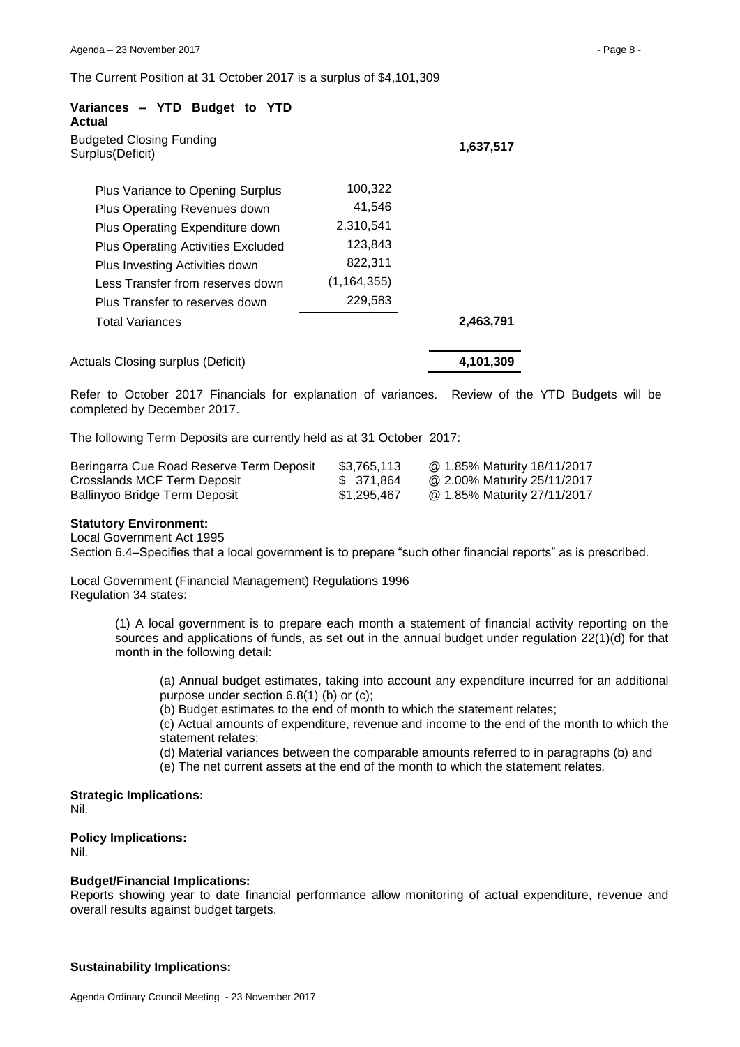The Current Position at 31 October 2017 is a surplus of $4,101,309

**Variances – YTD Budget to YTD Actual**

| | | |
|---|---|---|
| Budgeted Closing Funding Surplus(Deficit) | | **1,637,517** |
| Plus Variance to Opening Surplus | 100,322 | |
| Plus Operating Revenues down | 41,546 | |
| Plus Operating Expenditure down | 2,310,541 | |
| Plus Operating Activities Excluded | 123,843 | |
| Plus Investing Activities down | 822,311 | |
| Less Transfer from reserves down | (1,164,355) | |
| Plus Transfer to reserves down | 229,583 | |
| Total Variances | | **2,463,791** |
| Actuals Closing surplus (Deficit) | | **4,101,309** |

Refer to October 2017 Financials for explanation of variances. Review of the YTD Budgets will be completed by December 2017.

The following Term Deposits are currently held as at 31 October 2017:

| | | |
|---|---|---|
| Beringarra Cue Road Reserve Term Deposit | $3,765,113 | @ 1.85% Maturity 18/11/2017 |
| Crosslands MCF Term Deposit | $ 371,864 | @ 2.00% Maturity 25/11/2017 |
| Ballinyoo Bridge Term Deposit | $1,295,467 | @ 1.85% Maturity 27/11/2017 |

**Statutory Environment:**

Local Government Act 1995
Section 6.4–Specifies that a local government is to prepare "such other financial reports" as is prescribed.

Local Government (Financial Management) Regulations 1996
Regulation 34 states:

> (1) A local government is to prepare each month a statement of financial activity reporting on the sources and applications of funds, as set out in the annual budget under regulation 22(1)(d) for that month in the following detail:
>
> > (a) Annual budget estimates, taking into account any expenditure incurred for an additional purpose under section 6.8(1) (b) or (c);
> > (b) Budget estimates to the end of month to which the statement relates;
> > (c) Actual amounts of expenditure, revenue and income to the end of the month to which the statement relates;
> > (d) Material variances between the comparable amounts referred to in paragraphs (b) and
> > (e) The net current assets at the end of the month to which the statement relates.

**Strategic Implications:**

Nil.

**Policy Implications:**

Nil.

**Budget/Financial Implications:**

Reports showing year to date financial performance allow monitoring of actual expenditure, revenue and overall results against budget targets.

**Sustainability Implications:**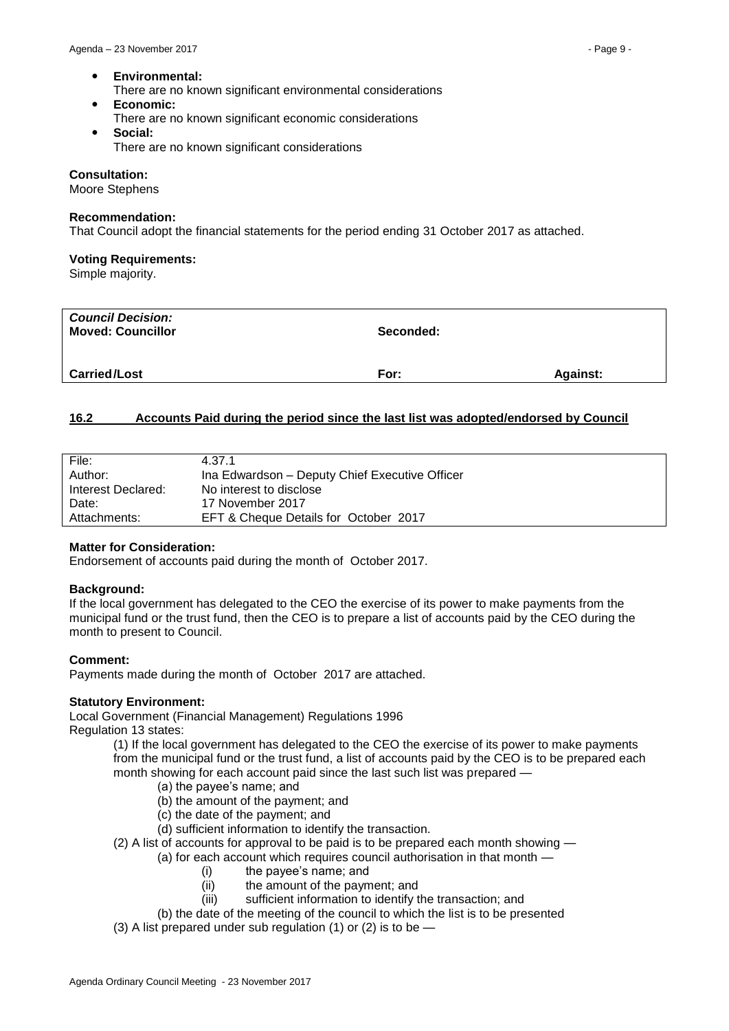- **Environmental:**
  There are no known significant environmental considerations
- **Economic:**
  There are no known significant economic considerations
- **Social:**
  There are no known significant considerations

**Consultation:**
Moore Stephens

**Recommendation:**
That Council adopt the financial statements for the period ending 31 October 2017 as attached.

**Voting Requirements:**
Simple majority.

| ***Council Decision:*** **Moved: Councillor** | **Seconded:** | |
|---|---|---|
| **Carried/Lost** | **For:** | **Against:** |

## 16.2 Accounts Paid during the period since the last list was adopted/endorsed by Council

| | |
|---|---|
| File: | 4.37.1 |
| Author: | Ina Edwardson – Deputy Chief Executive Officer |
| Interest Declared: | No interest to disclose |
| Date: | 17 November 2017 |
| Attachments: | EFT & Cheque Details for October 2017 |

**Matter for Consideration:**
Endorsement of accounts paid during the month of October 2017.

**Background:**
If the local government has delegated to the CEO the exercise of its power to make payments from the municipal fund or the trust fund, then the CEO is to prepare a list of accounts paid by the CEO during the month to present to Council.

**Comment:**
Payments made during the month of October 2017 are attached.

**Statutory Environment:**
Local Government (Financial Management) Regulations 1996
Regulation 13 states:

(1) If the local government has delegated to the CEO the exercise of its power to make payments from the municipal fund or the trust fund, a list of accounts paid by the CEO is to be prepared each month showing for each account paid since the last such list was prepared —

(a) the payee's name; and
(b) the amount of the payment; and
(c) the date of the payment; and
(d) sufficient information to identify the transaction.

(2) A list of accounts for approval to be paid is to be prepared each month showing —

(a) for each account which requires council authorisation in that month —

(i) the payee's name; and
(ii) the amount of the payment; and
(iii) sufficient information to identify the transaction; and

(b) the date of the meeting of the council to which the list is to be presented

(3) A list prepared under sub regulation (1) or (2) is to be —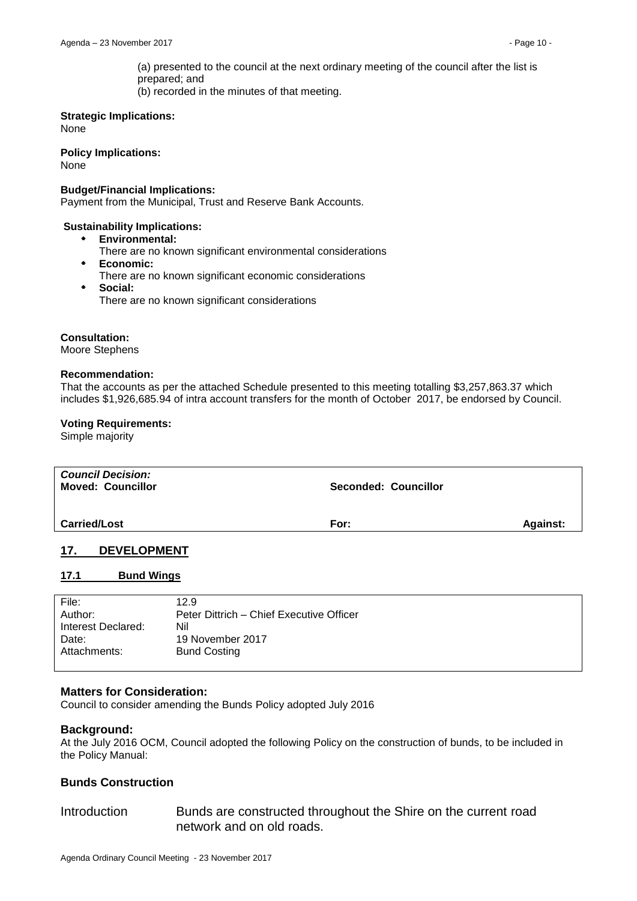(a) presented to the council at the next ordinary meeting of the council after the list is prepared; and
(b) recorded in the minutes of that meeting.

**Strategic Implications:**
None

**Policy Implications:**
None

**Budget/Financial Implications:**
Payment from the Municipal, Trust and Reserve Bank Accounts.

**Sustainability Implications:**

- **Environmental:**
  There are no known significant environmental considerations
- **Economic:**
  There are no known significant economic considerations
- **Social:**
  There are no known significant considerations

**Consultation:**
Moore Stephens

**Recommendation:**
That the accounts as per the attached Schedule presented to this meeting totalling $3,257,863.37 which includes $1,926,685.94 of intra account transfers for the month of October 2017, be endorsed by Council.

**Voting Requirements:**
Simple majority

| ***Council Decision:*** **Moved: Councillor** | **Seconded: Councillor** | |
|---|---|---|
| **Carried/Lost** | **For:** | **Against:** |

## 17. DEVELOPMENT

### 17.1 Bund Wings

| | |
|---|---|
| File: | 12.9 |
| Author: | Peter Dittrich – Chief Executive Officer |
| Interest Declared: | Nil |
| Date: | 19 November 2017 |
| Attachments: | Bund Costing |

**Matters for Consideration:**
Council to consider amending the Bunds Policy adopted July 2016

**Background:**
At the July 2016 OCM, Council adopted the following Policy on the construction of bunds, to be included in the Policy Manual:

**Bunds Construction**

Introduction — Bunds are constructed throughout the Shire on the current road network and on old roads.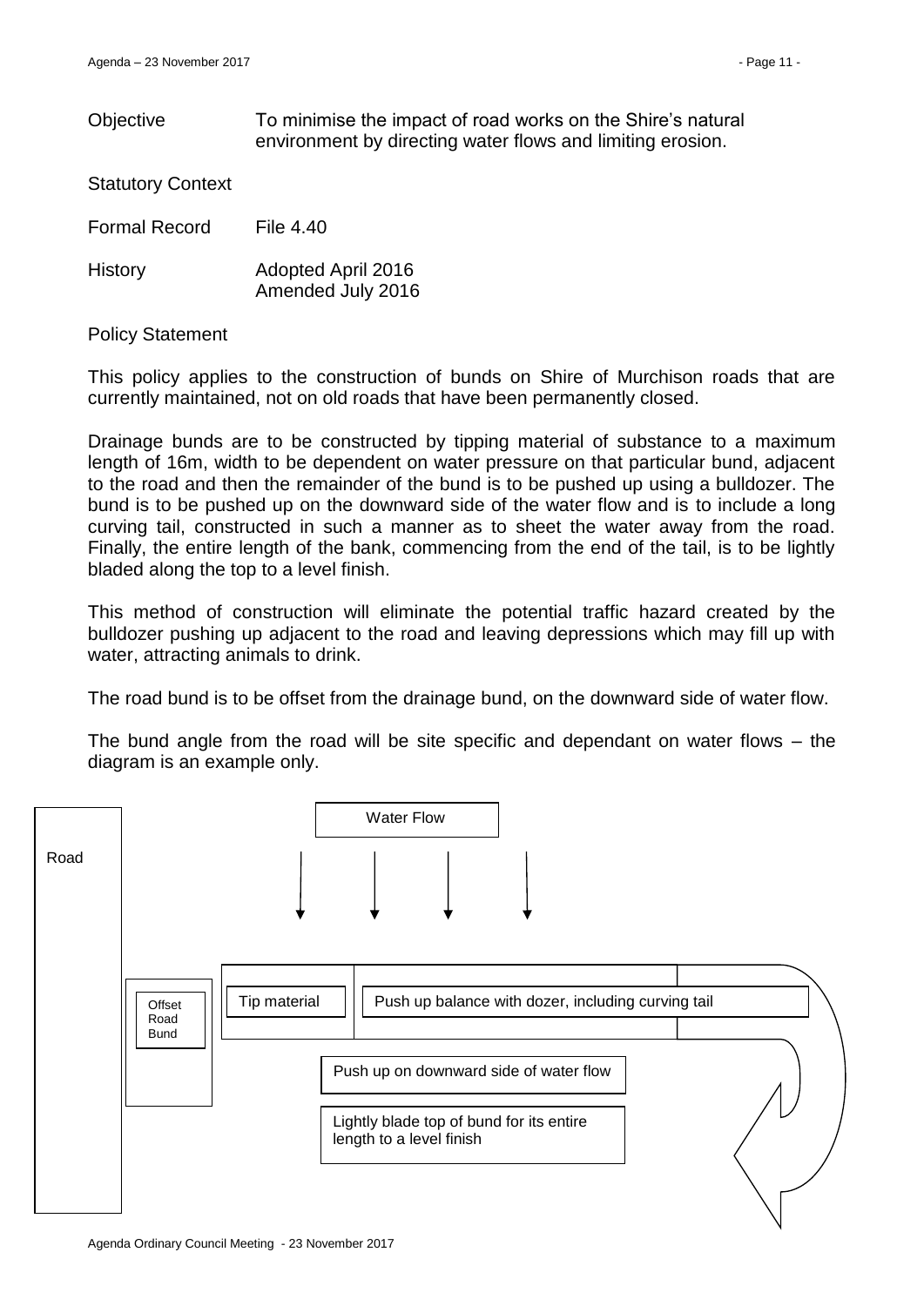| | |
|---|---|
| Objective | To minimise the impact of road works on the Shire's natural environment by directing water flows and limiting erosion. |
| Statutory Context | |
| Formal Record | File 4.40 |
| History | Adopted April 2016<br>Amended July 2016 |

Policy Statement

This policy applies to the construction of bunds on Shire of Murchison roads that are currently maintained, not on old roads that have been permanently closed.

Drainage bunds are to be constructed by tipping material of substance to a maximum length of 16m, width to be dependent on water pressure on that particular bund, adjacent to the road and then the remainder of the bund is to be pushed up using a bulldozer. The bund is to be pushed up on the downward side of the water flow and is to include a long curving tail, constructed in such a manner as to sheet the water away from the road. Finally, the entire length of the bank, commencing from the end of the tail, is to be lightly bladed along the top to a level finish.

This method of construction will eliminate the potential traffic hazard created by the bulldozer pushing up adjacent to the road and leaving depressions which may fill up with water, attracting animals to drink.

The road bund is to be offset from the drainage bund, on the downward side of water flow.

The bund angle from the road will be site specific and dependant on water flows – the diagram is an example only.

Road

Water Flow

Offset Road Bund

Tip material

Push up balance with dozer, including curving tail

Push up on downward side of water flow

Lightly blade top of bund for its entire length to a level finish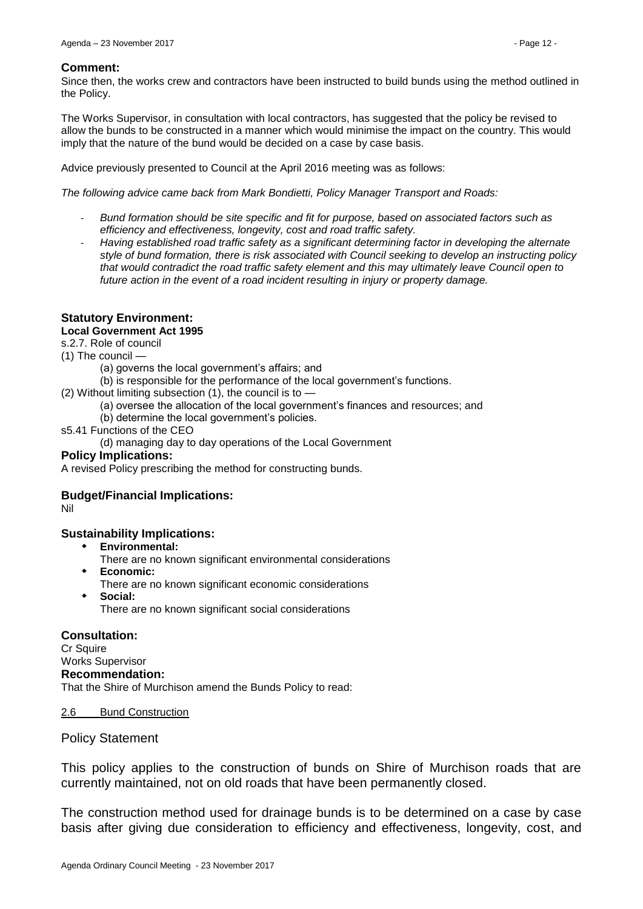### Comment:

Since then, the works crew and contractors have been instructed to build bunds using the method outlined in the Policy.

The Works Supervisor, in consultation with local contractors, has suggested that the policy be revised to allow the bunds to be constructed in a manner which would minimise the impact on the country. This would imply that the nature of the bund would be decided on a case by case basis.

Advice previously presented to Council at the April 2016 meeting was as follows:

*The following advice came back from Mark Bondietti, Policy Manager Transport and Roads:*

- *Bund formation should be site specific and fit for purpose, based on associated factors such as efficiency and effectiveness, longevity, cost and road traffic safety.*
- *Having established road traffic safety as a significant determining factor in developing the alternate style of bund formation, there is risk associated with Council seeking to develop an instructing policy that would contradict the road traffic safety element and this may ultimately leave Council open to future action in the event of a road incident resulting in injury or property damage.*

### Statutory Environment:

**Local Government Act 1995**

s.2.7. Role of council

(1) The council —

(a) governs the local government's affairs; and

(b) is responsible for the performance of the local government's functions.

(2) Without limiting subsection (1), the council is to —

(a) oversee the allocation of the local government's finances and resources; and

(b) determine the local government's policies.

s5.41 Functions of the CEO

(d) managing day to day operations of the Local Government

### Policy Implications:

A revised Policy prescribing the method for constructing bunds.

### Budget/Financial Implications:

Nil

### Sustainability Implications:

- **Environmental:**
  There are no known significant environmental considerations
- **Economic:**
  There are no known significant economic considerations
- **Social:**
  There are no known significant social considerations

### Consultation:

Cr Squire
Works Supervisor

### Recommendation:

That the Shire of Murchison amend the Bunds Policy to read:

<u>2.6 Bund Construction</u>

Policy Statement

This policy applies to the construction of bunds on Shire of Murchison roads that are currently maintained, not on old roads that have been permanently closed.

The construction method used for drainage bunds is to be determined on a case by case basis after giving due consideration to efficiency and effectiveness, longevity, cost, and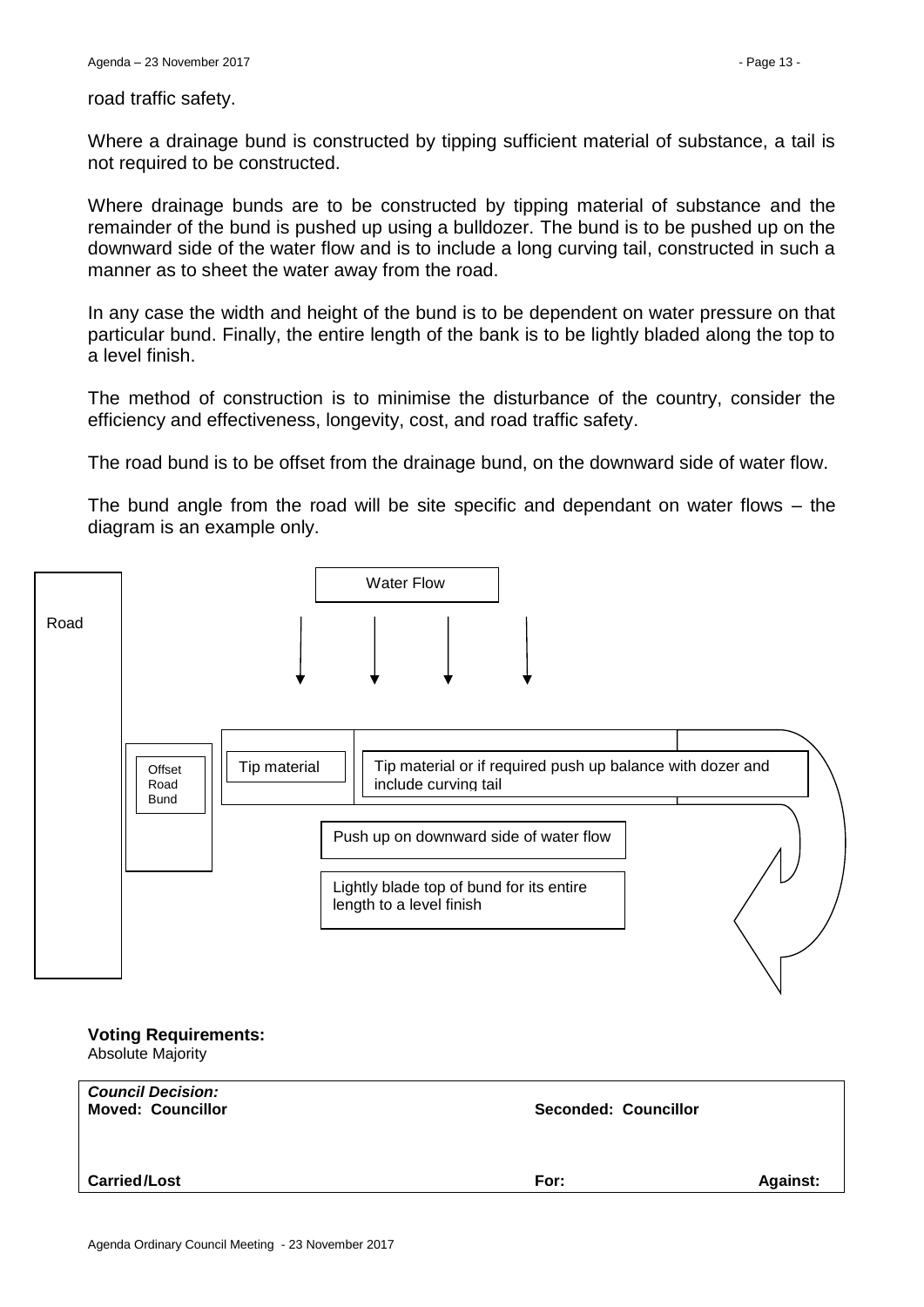road traffic safety.

Where a drainage bund is constructed by tipping sufficient material of substance, a tail is not required to be constructed.

Where drainage bunds are to be constructed by tipping material of substance and the remainder of the bund is pushed up using a bulldozer. The bund is to be pushed up on the downward side of the water flow and is to include a long curving tail, constructed in such a manner as to sheet the water away from the road.

In any case the width and height of the bund is to be dependent on water pressure on that particular bund. Finally, the entire length of the bank is to be lightly bladed along the top to a level finish.

The method of construction is to minimise the disturbance of the country, consider the efficiency and effectiveness, longevity, cost, and road traffic safety.

The road bund is to be offset from the drainage bund, on the downward side of water flow.

The bund angle from the road will be site specific and dependant on water flows – the diagram is an example only.

Road

Water Flow

Offset Road Bund

Tip material

Tip material or if required push up balance with dozer and include curving tail

Push up on downward side of water flow

Lightly blade top of bund for its entire length to a level finish

**Voting Requirements:**
Absolute Majority

| ***Council Decision:*** **Moved: Councillor** | **Seconded: Councillor** | |
|---|---|---|
| **Carried/Lost** | **For:** | **Against:** |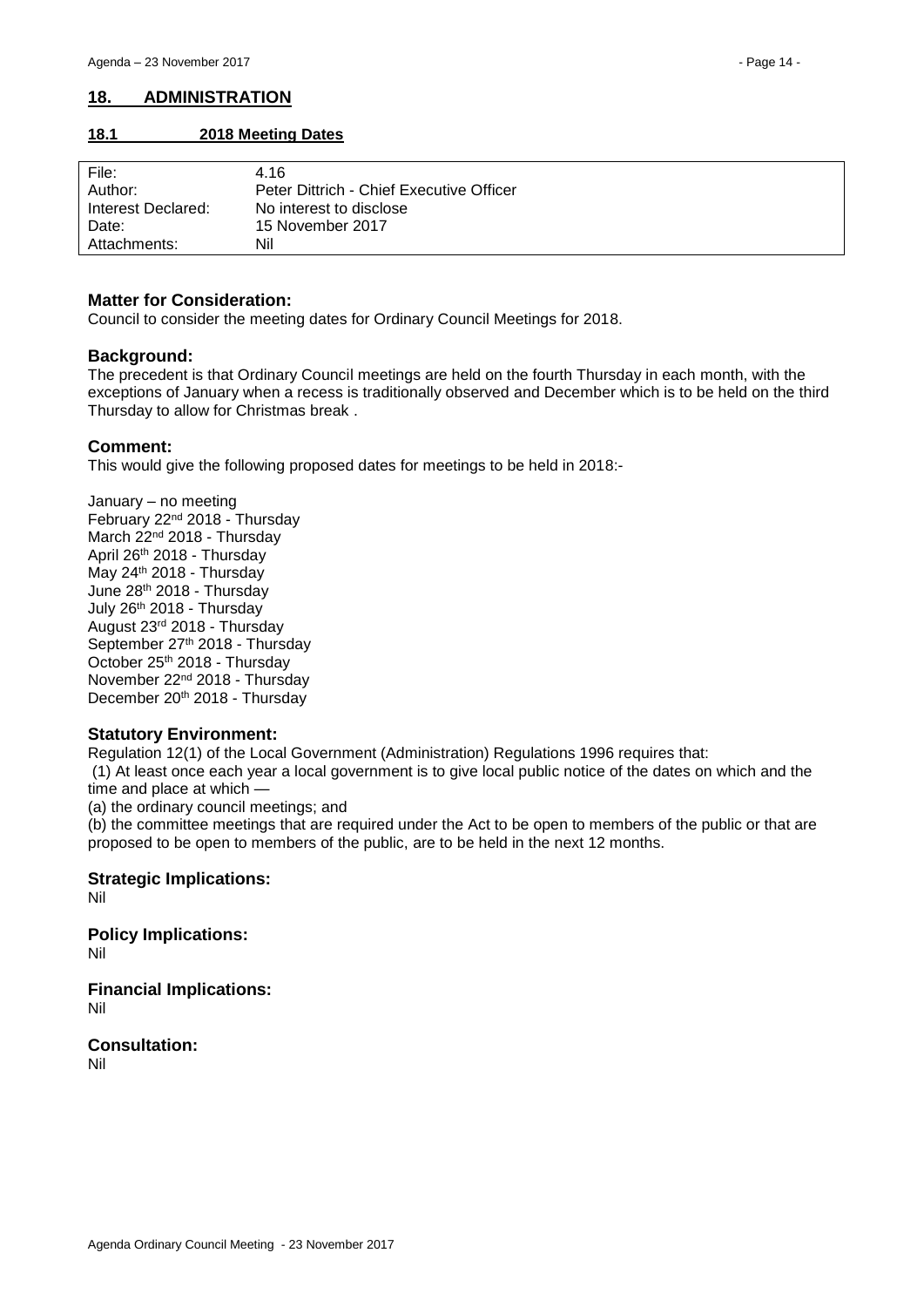## 18. ADMINISTRATION

### 18.1 2018 Meeting Dates

| | |
|---|---|
| File: | 4.16 |
| Author: | Peter Dittrich - Chief Executive Officer |
| Interest Declared: | No interest to disclose |
| Date: | 15 November 2017 |
| Attachments: | Nil |

**Matter for Consideration:**
Council to consider the meeting dates for Ordinary Council Meetings for 2018.

**Background:**
The precedent is that Ordinary Council meetings are held on the fourth Thursday in each month, with the exceptions of January when a recess is traditionally observed and December which is to be held on the third Thursday to allow for Christmas break .

**Comment:**
This would give the following proposed dates for meetings to be held in 2018:-

January – no meeting
February 22nd 2018 - Thursday
March 22nd 2018 - Thursday
April 26th 2018 - Thursday
May 24th 2018 - Thursday
June 28th 2018 - Thursday
July 26th 2018 - Thursday
August 23rd 2018 - Thursday
September 27th 2018 - Thursday
October 25th 2018 - Thursday
November 22nd 2018 - Thursday
December 20th 2018 - Thursday

**Statutory Environment:**
Regulation 12(1) of the Local Government (Administration) Regulations 1996 requires that:
(1) At least once each year a local government is to give local public notice of the dates on which and the time and place at which —
(a) the ordinary council meetings; and
(b) the committee meetings that are required under the Act to be open to members of the public or that are proposed to be open to members of the public, are to be held in the next 12 months.

**Strategic Implications:**
Nil

**Policy Implications:**
Nil

**Financial Implications:**
Nil

**Consultation:**
Nil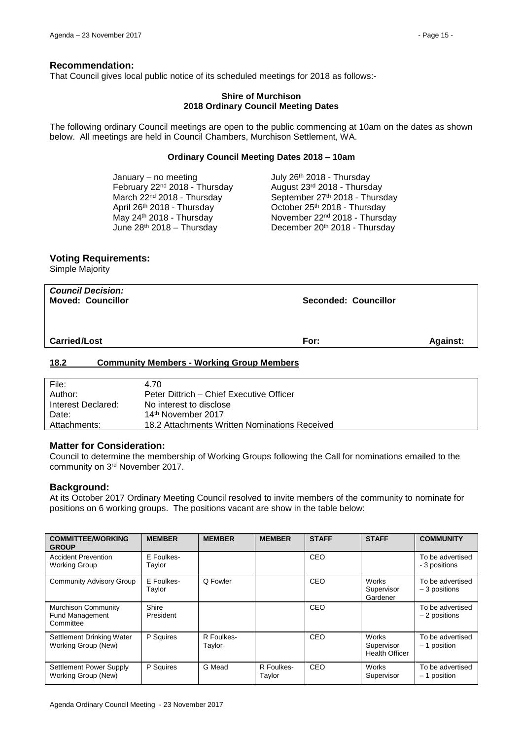## Recommendation:

That Council gives local public notice of its scheduled meetings for 2018 as follows:-

**Shire of Murchison**
**2018 Ordinary Council Meeting Dates**

The following ordinary Council meetings are open to the public commencing at 10am on the dates as shown below. All meetings are held in Council Chambers, Murchison Settlement, WA.

**Ordinary Council Meeting Dates 2018 – 10am**

January – no meeting
February 22nd 2018 - Thursday
March 22nd 2018 - Thursday
April 26th 2018 - Thursday
May 24th 2018 - Thursday
June 28th 2018 – Thursday
July 26th 2018 - Thursday
August 23rd 2018 - Thursday
September 27th 2018 - Thursday
October 25th 2018 - Thursday
November 22nd 2018 - Thursday
December 20th 2018 - Thursday

## Voting Requirements:

Simple Majority

| ***Council Decision:*** | | |
|---|---|---|
| **Moved: Councillor** | **Seconded: Councillor** | |
| **Carried/Lost** | **For:** | **Against:** |

## 18.2 Community Members - Working Group Members

| | |
|---|---|
| File: | 4.70 |
| Author: | Peter Dittrich – Chief Executive Officer |
| Interest Declared: | No interest to disclose |
| Date: | 14th November 2017 |
| Attachments: | 18.2 Attachments Written Nominations Received |

## Matter for Consideration:

Council to determine the membership of Working Groups following the Call for nominations emailed to the community on 3rd November 2017.

## Background:

At its October 2017 Ordinary Meeting Council resolved to invite members of the community to nominate for positions on 6 working groups. The positions vacant are show in the table below:

| COMMITTEE/WORKING GROUP | MEMBER | MEMBER | MEMBER | STAFF | STAFF | COMMUNITY |
|---|---|---|---|---|---|---|
| Accident Prevention Working Group | E Foulkes-Taylor | | | CEO | | To be advertised - 3 positions |
| Community Advisory Group | E Foulkes-Taylor | Q Fowler | | CEO | Works Supervisor Gardener | To be advertised – 3 positions |
| Murchison Community Fund Management Committee | Shire President | | | CEO | | To be advertised – 2 positions |
| Settlement Drinking Water Working Group (New) | P Squires | R Foulkes-Taylor | | CEO | Works Supervisor Health Officer | To be advertised – 1 position |
| Settlement Power Supply Working Group (New) | P Squires | G Mead | R Foulkes-Taylor | CEO | Works Supervisor | To be advertised – 1 position |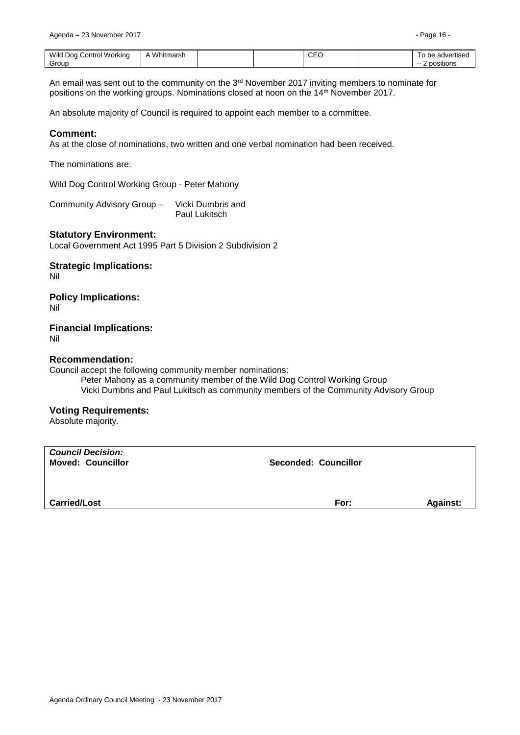| Wild Dog Control Working Group | A Whitmarsh | | | CEO | | To be advertised – 2 positions |
|---|---|---|---|---|---|---|

An email was sent out to the community on the 3rd November 2017 inviting members to nominate for positions on the working groups. Nominations closed at noon on the 14th November 2017.

An absolute majority of Council is required to appoint each member to a committee.

### Comment:

As at the close of nominations, two written and one verbal nomination had been received.

The nominations are:

Wild Dog Control Working Group - Peter Mahony

Community Advisory Group – Vicki Dumbris and Paul Lukitsch

### Statutory Environment:

Local Government Act 1995 Part 5 Division 2 Subdivision 2

### Strategic Implications:

Nil

### Policy Implications:

Nil

### Financial Implications:

Nil

### Recommendation:

Council accept the following community member nominations:

Peter Mahony as a community member of the Wild Dog Control Working Group
Vicki Dumbris and Paul Lukitsch as community members of the Community Advisory Group

### Voting Requirements:

Absolute majority.

| ***Council Decision:*** | | |
|---|---|---|
| **Moved: Councillor** | **Seconded: Councillor** | |
| **Carried/Lost** | **For:** | **Against:** |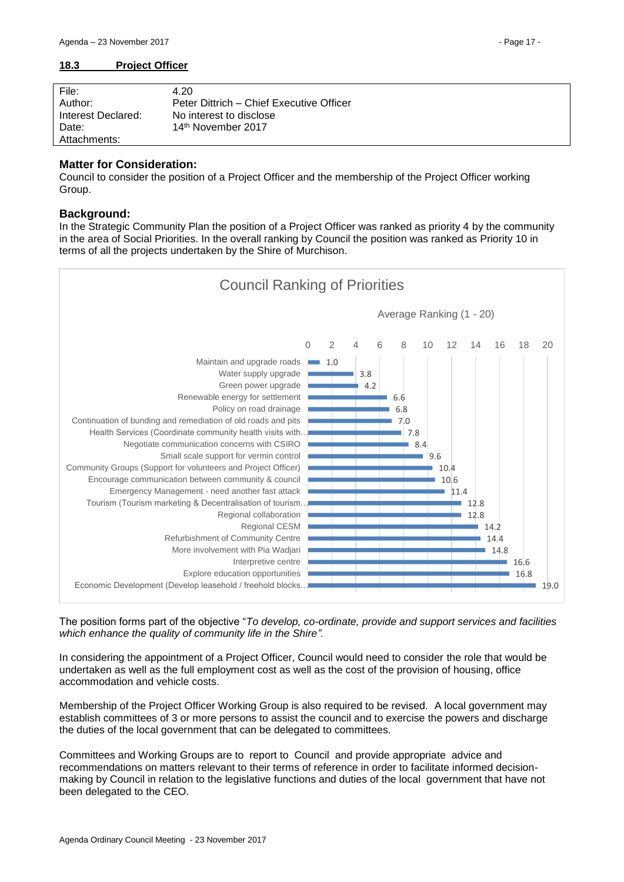### 18.3 Project Officer

| | |
|---|---|
| File: | 4.20 |
| Author: | Peter Dittrich – Chief Executive Officer |
| Interest Declared: | No interest to disclose |
| Date: | 14th November 2017 |
| Attachments: | |

**Matter for Consideration:**
Council to consider the position of a Project Officer and the membership of the Project Officer working Group.

**Background:**
In the Strategic Community Plan the position of a Project Officer was ranked as priority 4 by the community in the area of Social Priorities. In the overall ranking by Council the position was ranked as Priority 10 in terms of all the projects undertaken by the Shire of Murchison.

**Council Ranking of Priorities**

Average Ranking (1 - 20)

| Priority | Average Ranking |
|---|---|
| Maintain and upgrade roads | 1.0 |
| Water supply upgrade | 3.8 |
| Green power upgrade | 4.2 |
| Renewable energy for settlement | 6.6 |
| Policy on road drainage | 6.8 |
| Continuation of bunding and remediation of old roads and pits | 7.0 |
| Health Services (Coordinate community health visits with… | 7.8 |
| Negotiate communication concerns with CSIRO | 8.4 |
| Small scale support for vermin control | 9.6 |
| Community Groups (Support for volunteers and Project Officer) | 10.4 |
| Encourage communication between community & council | 10.6 |
| Emergency Management - need another fast attack | 11.4 |
| Tourism (Tourism marketing & Decentralisation of tourism… | 12.8 |
| Regional collaboration | 12.8 |
| Regional CESM | 14.2 |
| Refurbishment of Community Centre | 14.4 |
| More involvement with Pia Wadjari | 14.8 |
| Interpretive centre | 16.6 |
| Explore education opportunities | 16.8 |
| Economic Development (Develop leasehold / freehold blocks… | 19.0 |

The position forms part of the objective "*To develop, co-ordinate, provide and support services and facilities which enhance the quality of community life in the Shire".*

In considering the appointment of a Project Officer, Council would need to consider the role that would be undertaken as well as the full employment cost as well as the cost of the provision of housing, office accommodation and vehicle costs.

Membership of the Project Officer Working Group is also required to be revised. A local government may establish committees of 3 or more persons to assist the council and to exercise the powers and discharge the duties of the local government that can be delegated to committees.

Committees and Working Groups are to report to Council and provide appropriate advice and recommendations on matters relevant to their terms of reference in order to facilitate informed decision-making by Council in relation to the legislative functions and duties of the local government that have not been delegated to the CEO.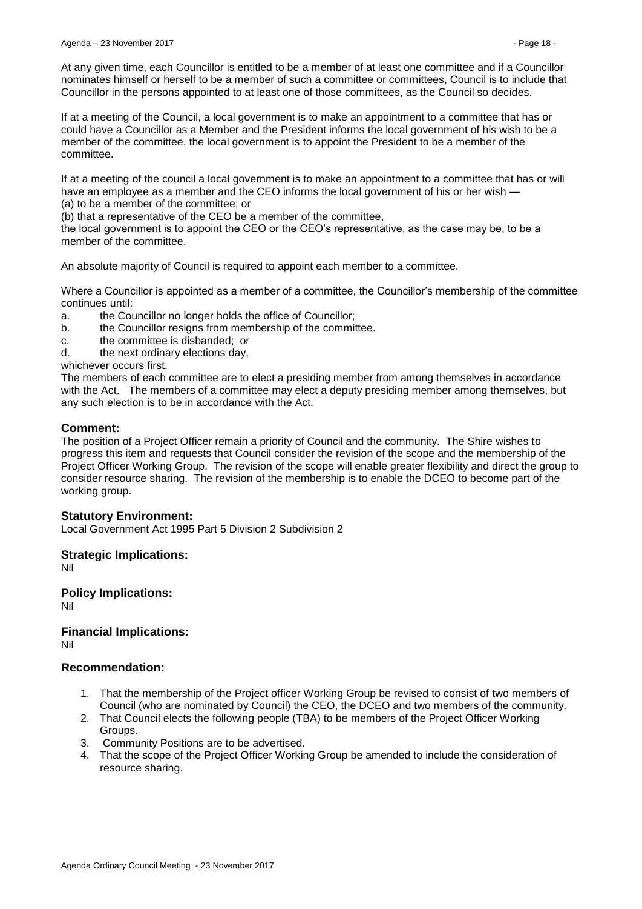At any given time, each Councillor is entitled to be a member of at least one committee and if a Councillor nominates himself or herself to be a member of such a committee or committees, Council is to include that Councillor in the persons appointed to at least one of those committees, as the Council so decides.

If at a meeting of the Council, a local government is to make an appointment to a committee that has or could have a Councillor as a Member and the President informs the local government of his wish to be a member of the committee, the local government is to appoint the President to be a member of the committee.

If at a meeting of the council a local government is to make an appointment to a committee that has or will have an employee as a member and the CEO informs the local government of his or her wish —
(a) to be a member of the committee; or
(b) that a representative of the CEO be a member of the committee,
the local government is to appoint the CEO or the CEO's representative, as the case may be, to be a member of the committee.

An absolute majority of Council is required to appoint each member to a committee.

Where a Councillor is appointed as a member of a committee, the Councillor's membership of the committee continues until:

a. the Councillor no longer holds the office of Councillor;
b. the Councillor resigns from membership of the committee.
c. the committee is disbanded; or
d. the next ordinary elections day,

whichever occurs first.
The members of each committee are to elect a presiding member from among themselves in accordance with the Act. The members of a committee may elect a deputy presiding member among themselves, but any such election is to be in accordance with the Act.

## Comment:

The position of a Project Officer remain a priority of Council and the community. The Shire wishes to progress this item and requests that Council consider the revision of the scope and the membership of the Project Officer Working Group. The revision of the scope will enable greater flexibility and direct the group to consider resource sharing. The revision of the membership is to enable the DCEO to become part of the working group.

## Statutory Environment:

Local Government Act 1995 Part 5 Division 2 Subdivision 2

## Strategic Implications:

Nil

## Policy Implications:

Nil

## Financial Implications:

Nil

## Recommendation:

1. That the membership of the Project officer Working Group be revised to consist of two members of Council (who are nominated by Council) the CEO, the DCEO and two members of the community.
2. That Council elects the following people (TBA) to be members of the Project Officer Working Groups.
3. Community Positions are to be advertised.
4. That the scope of the Project Officer Working Group be amended to include the consideration of resource sharing.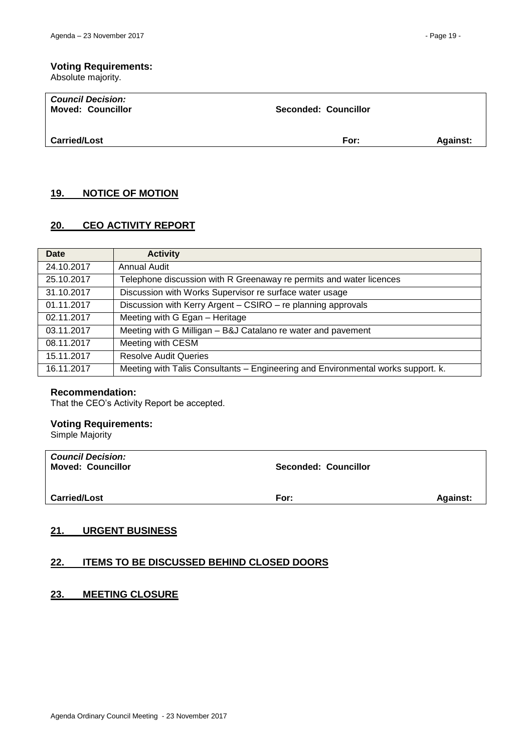**Voting Requirements:**
Absolute majority.

| | | |
|---|---|---|
| ***Council Decision:*** **Moved: Councillor** | **Seconded: Councillor** | |
| **Carried/Lost** | **For:** | **Against:** |

## 19. NOTICE OF MOTION

## 20. CEO ACTIVITY REPORT

| Date | Activity |
|---|---|
| 24.10.2017 | Annual Audit |
| 25.10.2017 | Telephone discussion with R Greenaway re permits and water licences |
| 31.10.2017 | Discussion with Works Supervisor re surface water usage |
| 01.11.2017 | Discussion with Kerry Argent – CSIRO – re planning approvals |
| 02.11.2017 | Meeting with G Egan – Heritage |
| 03.11.2017 | Meeting with G Milligan – B&J Catalano re water and pavement |
| 08.11.2017 | Meeting with CESM |
| 15.11.2017 | Resolve Audit Queries |
| 16.11.2017 | Meeting with Talis Consultants – Engineering and Environmental works support. k. |

**Recommendation:**
That the CEO's Activity Report be accepted.

**Voting Requirements:**
Simple Majority

| | | |
|---|---|---|
| ***Council Decision:*** **Moved: Councillor** | **Seconded: Councillor** | |
| **Carried/Lost** | **For:** | **Against:** |

## 21. URGENT BUSINESS

## 22. ITEMS TO BE DISCUSSED BEHIND CLOSED DOORS

## 23. MEETING CLOSURE